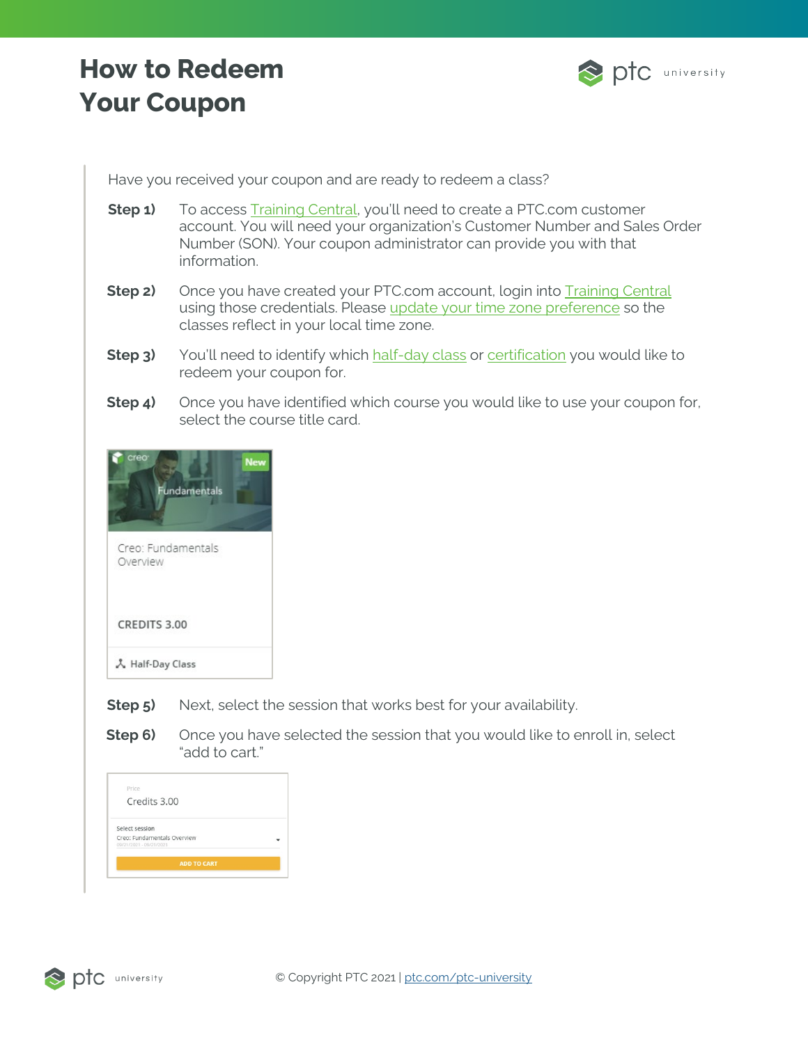# How to Redeem Your Coupon

Have you received your coupon and are ready to redeem a class?

**Step 1)** To access Training Central, you'll need to create a PTC.com customer account. You will need your organization's Customer Number and Sales Order Number (SON). Your coupon administrator can provide you with that information.

**Step 2)** Once you have created your PTC.com account, login into Training Central using those credentials. Please update your time zone preference so the classes reflect in your local time zone.

**Step 3)** You'll need to identify which half-day class or certification you would like to redeem your coupon for.

**Step 4)** Once you have identified which course you would like to use your coupon for, select the course title card.

**Step 5)** Next, select the session that works best for your availability.

**Step 6)** Once you have selected the session that you would like to enroll in, select "add to cart."

© Copyright PTC 2021 | ptc.com/ptc-university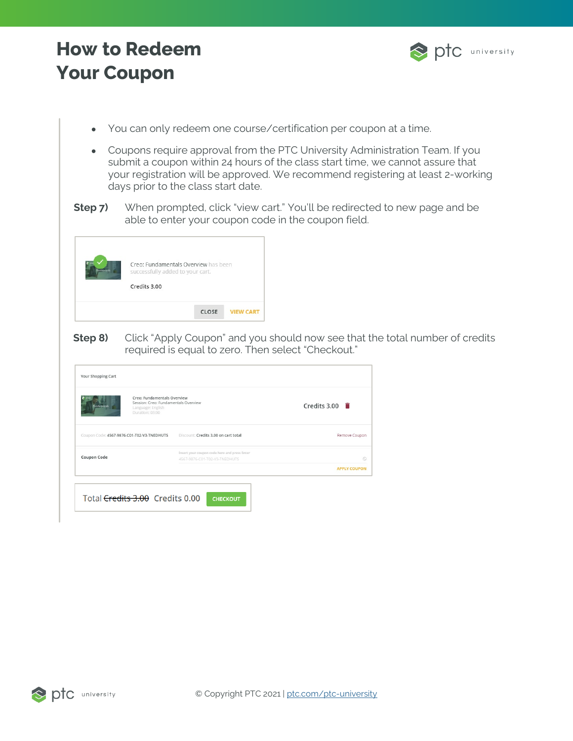# How to Redeem Your Coupon

- You can only redeem one course/certification per coupon at a time.
- Coupons require approval from the PTC University Administration Team. If you submit a coupon within 24 hours of the class start time, we cannot assure that your registration will be approved. We recommend registering at least 2-working days prior to the class start date.

**Step 7)** When prompted, click "view cart." You'll be redirected to new page and be able to enter your coupon code in the coupon field.

Creo: Fundamentals Overview has been successfully added to your cart.

Credits 3.00

CLOSE VIEW CART

**Step 8)** Click "Apply Coupon" and you should now see that the total number of credits required is equal to zero. Then select "Checkout."

Your Shopping Cart

Creo: Fundamentals Overview
Session: Creo: Fundamentals Overview
Language: English
Duration: 03:00

Credits 3.00

Coupon Code: 4567-9876-C01-T02-V3-TNEDHUTS Discount: Credits 3.00 on cart total Remove Coupon

Coupon Code Insert your coupon code here and press Enter 4567-9876-C01-T02-V3-TNEDHUTS

APPLY COUPON

Total ~~Credits 3.00~~ Credits 0.00 CHECKOUT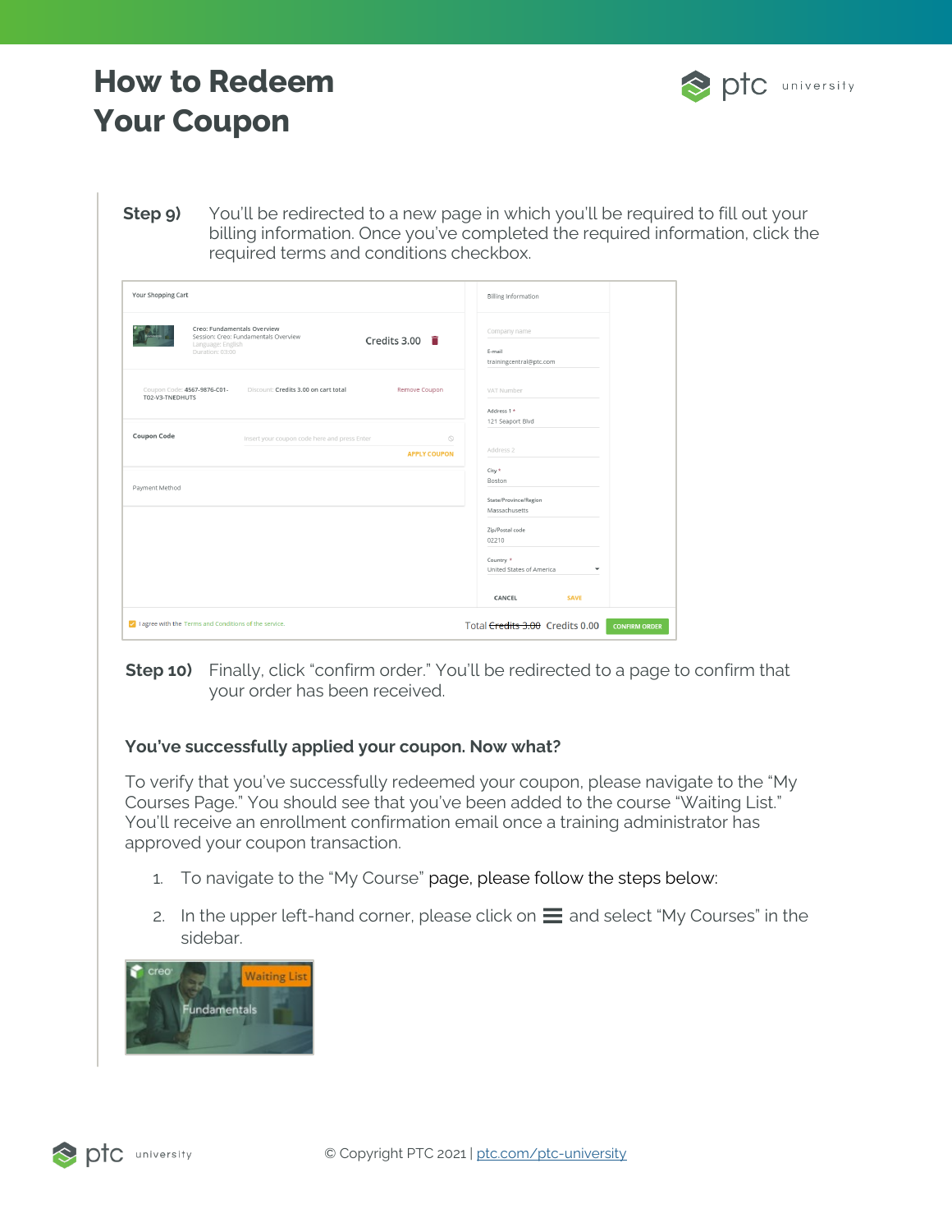# How to Redeem Your Coupon

**Step 9)** You'll be redirected to a new page in which you'll be required to fill out your billing information. Once you've completed the required information, click the required terms and conditions checkbox.

**Step 10)** Finally, click "confirm order." You'll be redirected to a page to confirm that your order has been received.

### You've successfully applied your coupon. Now what?

To verify that you've successfully redeemed your coupon, please navigate to the "My Courses Page." You should see that you've been added to the course "Waiting List." You'll receive an enrollment confirmation email once a training administrator has approved your coupon transaction.

1. To navigate to the "My Course" page, please follow the steps below:
2. In the upper left-hand corner, please click on ☰ and select "My Courses" in the sidebar.

© Copyright PTC 2021 | ptc.com/ptc-university